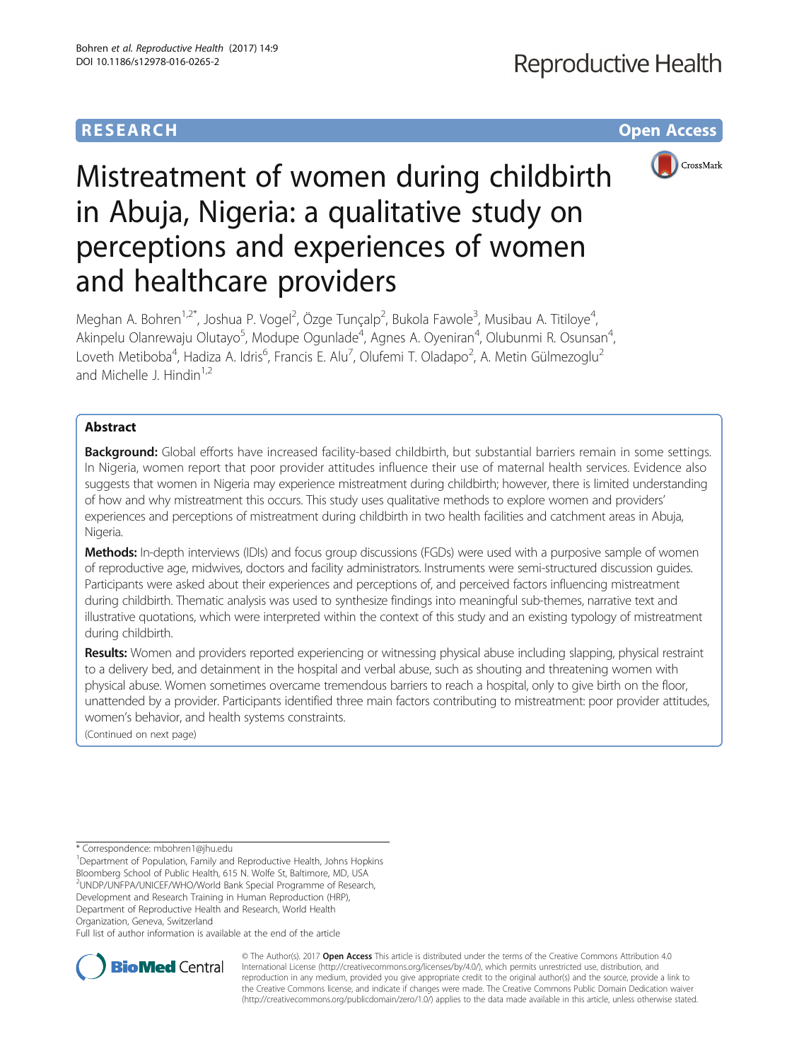**RESEARCH** **Open Access**

# Mistreatment of women during childbirth in Abuja, Nigeria: a qualitative study on perceptions and experiences of women and healthcare providers

Meghan A. Bohren[1,2*], Joshua P. Vogel[2], Özge Tunçalp[2], Bukola Fawole[3], Musibau A. Titiloye[4], Akinpelu Olanrewaju Olutayo[5], Modupe Ogunlade[4], Agnes A. Oyeniran[4], Olubunmi R. Osunsan[4], Loveth Metiboba[4], Hadiza A. Idris[6], Francis E. Alu[7], Olufemi T. Oladapo[2], A. Metin Gülmezoglu[2] and Michelle J. Hindin[1,2]

## Abstract

**Background:** Global efforts have increased facility-based childbirth, but substantial barriers remain in some settings. In Nigeria, women report that poor provider attitudes influence their use of maternal health services. Evidence also suggests that women in Nigeria may experience mistreatment during childbirth; however, there is limited understanding of how and why mistreatment this occurs. This study uses qualitative methods to explore women and providers' experiences and perceptions of mistreatment during childbirth in two health facilities and catchment areas in Abuja, Nigeria.

**Methods:** In-depth interviews (IDIs) and focus group discussions (FGDs) were used with a purposive sample of women of reproductive age, midwives, doctors and facility administrators. Instruments were semi-structured discussion guides. Participants were asked about their experiences and perceptions of, and perceived factors influencing mistreatment during childbirth. Thematic analysis was used to synthesize findings into meaningful sub-themes, narrative text and illustrative quotations, which were interpreted within the context of this study and an existing typology of mistreatment during childbirth.

**Results:** Women and providers reported experiencing or witnessing physical abuse including slapping, physical restraint to a delivery bed, and detainment in the hospital and verbal abuse, such as shouting and threatening women with physical abuse. Women sometimes overcame tremendous barriers to reach a hospital, only to give birth on the floor, unattended by a provider. Participants identified three main factors contributing to mistreatment: poor provider attitudes, women's behavior, and health systems constraints.

(Continued on next page)

\* Correspondence: mbohren1@jhu.edu

[1]Department of Population, Family and Reproductive Health, Johns Hopkins Bloomberg School of Public Health, 615 N. Wolfe St, Baltimore, MD, USA

[2]UNDP/UNFPA/UNICEF/WHO/World Bank Special Programme of Research, Development and Research Training in Human Reproduction (HRP), Department of Reproductive Health and Research, World Health Organization, Geneva, Switzerland

Full list of author information is available at the end of the article

© The Author(s). 2017 **Open Access** This article is distributed under the terms of the Creative Commons Attribution 4.0 International License (http://creativecommons.org/licenses/by/4.0/), which permits unrestricted use, distribution, and reproduction in any medium, provided you give appropriate credit to the original author(s) and the source, provide a link to the Creative Commons license, and indicate if changes were made. The Creative Commons Public Domain Dedication waiver (http://creativecommons.org/publicdomain/zero/1.0/) applies to the data made available in this article, unless otherwise stated.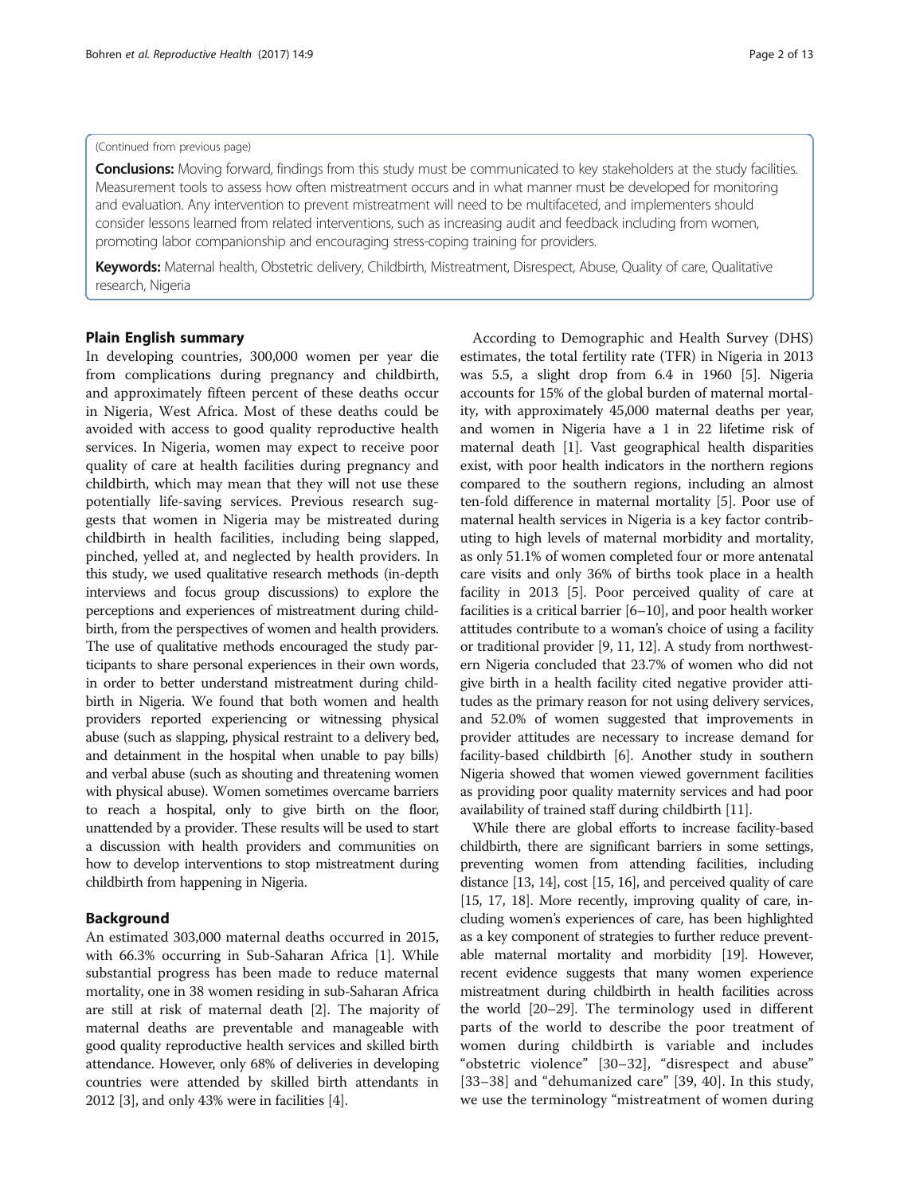(Continued from previous page)

**Conclusions:** Moving forward, findings from this study must be communicated to key stakeholders at the study facilities. Measurement tools to assess how often mistreatment occurs and in what manner must be developed for monitoring and evaluation. Any intervention to prevent mistreatment will need to be multifaceted, and implementers should consider lessons learned from related interventions, such as increasing audit and feedback including from women, promoting labor companionship and encouraging stress-coping training for providers.

**Keywords:** Maternal health, Obstetric delivery, Childbirth, Mistreatment, Disrespect, Abuse, Quality of care, Qualitative research, Nigeria

## Plain English summary

In developing countries, 300,000 women per year die from complications during pregnancy and childbirth, and approximately fifteen percent of these deaths occur in Nigeria, West Africa. Most of these deaths could be avoided with access to good quality reproductive health services. In Nigeria, women may expect to receive poor quality of care at health facilities during pregnancy and childbirth, which may mean that they will not use these potentially life-saving services. Previous research suggests that women in Nigeria may be mistreated during childbirth in health facilities, including being slapped, pinched, yelled at, and neglected by health providers. In this study, we used qualitative research methods (in-depth interviews and focus group discussions) to explore the perceptions and experiences of mistreatment during childbirth, from the perspectives of women and health providers. The use of qualitative methods encouraged the study participants to share personal experiences in their own words, in order to better understand mistreatment during childbirth in Nigeria. We found that both women and health providers reported experiencing or witnessing physical abuse (such as slapping, physical restraint to a delivery bed, and detainment in the hospital when unable to pay bills) and verbal abuse (such as shouting and threatening women with physical abuse). Women sometimes overcame barriers to reach a hospital, only to give birth on the floor, unattended by a provider. These results will be used to start a discussion with health providers and communities on how to develop interventions to stop mistreatment during childbirth from happening in Nigeria.

## Background

An estimated 303,000 maternal deaths occurred in 2015, with 66.3% occurring in Sub-Saharan Africa [1]. While substantial progress has been made to reduce maternal mortality, one in 38 women residing in sub-Saharan Africa are still at risk of maternal death [2]. The majority of maternal deaths are preventable and manageable with good quality reproductive health services and skilled birth attendance. However, only 68% of deliveries in developing countries were attended by skilled birth attendants in 2012 [3], and only 43% were in facilities [4].

According to Demographic and Health Survey (DHS) estimates, the total fertility rate (TFR) in Nigeria in 2013 was 5.5, a slight drop from 6.4 in 1960 [5]. Nigeria accounts for 15% of the global burden of maternal mortality, with approximately 45,000 maternal deaths per year, and women in Nigeria have a 1 in 22 lifetime risk of maternal death [1]. Vast geographical health disparities exist, with poor health indicators in the northern regions compared to the southern regions, including an almost ten-fold difference in maternal mortality [5]. Poor use of maternal health services in Nigeria is a key factor contributing to high levels of maternal morbidity and mortality, as only 51.1% of women completed four or more antenatal care visits and only 36% of births took place in a health facility in 2013 [5]. Poor perceived quality of care at facilities is a critical barrier [6–10], and poor health worker attitudes contribute to a woman's choice of using a facility or traditional provider [9, 11, 12]. A study from northwestern Nigeria concluded that 23.7% of women who did not give birth in a health facility cited negative provider attitudes as the primary reason for not using delivery services, and 52.0% of women suggested that improvements in provider attitudes are necessary to increase demand for facility-based childbirth [6]. Another study in southern Nigeria showed that women viewed government facilities as providing poor quality maternity services and had poor availability of trained staff during childbirth [11].

While there are global efforts to increase facility-based childbirth, there are significant barriers in some settings, preventing women from attending facilities, including distance [13, 14], cost [15, 16], and perceived quality of care [15, 17, 18]. More recently, improving quality of care, including women's experiences of care, has been highlighted as a key component of strategies to further reduce preventable maternal mortality and morbidity [19]. However, recent evidence suggests that many women experience mistreatment during childbirth in health facilities across the world [20–29]. The terminology used in different parts of the world to describe the poor treatment of women during childbirth is variable and includes "obstetric violence" [30–32], "disrespect and abuse" [33–38] and "dehumanized care" [39, 40]. In this study, we use the terminology "mistreatment of women during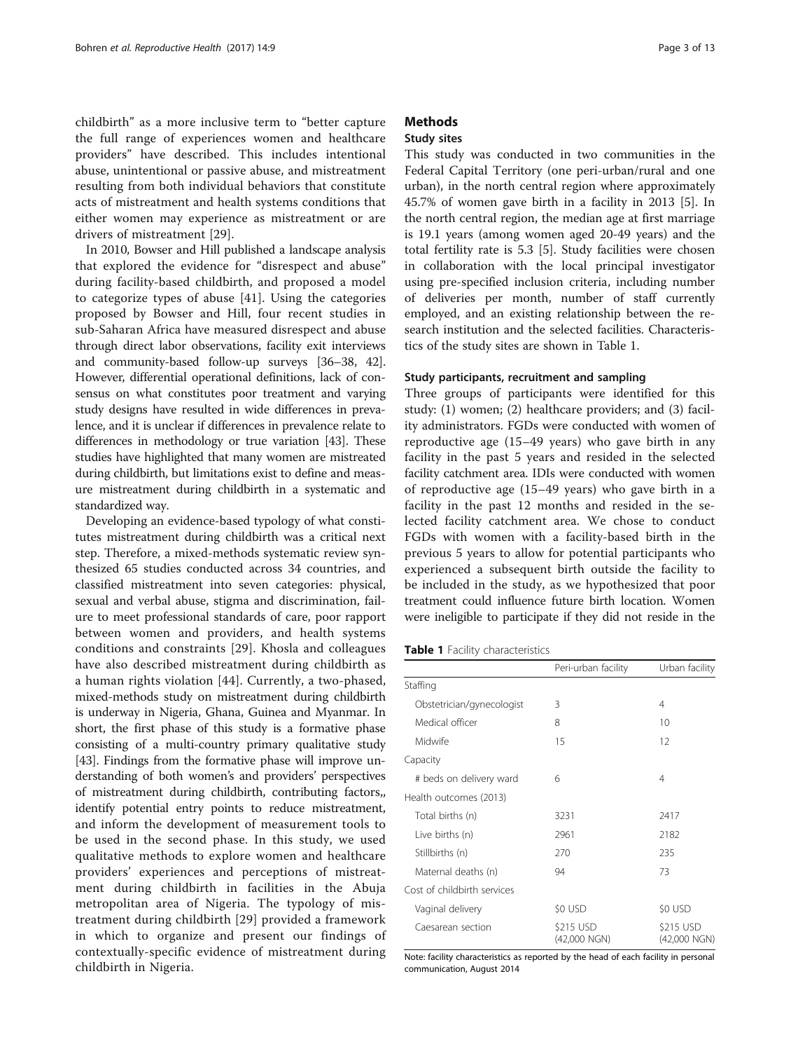childbirth" as a more inclusive term to "better capture the full range of experiences women and healthcare providers" have described. This includes intentional abuse, unintentional or passive abuse, and mistreatment resulting from both individual behaviors that constitute acts of mistreatment and health systems conditions that either women may experience as mistreatment or are drivers of mistreatment [29].

In 2010, Bowser and Hill published a landscape analysis that explored the evidence for "disrespect and abuse" during facility-based childbirth, and proposed a model to categorize types of abuse [41]. Using the categories proposed by Bowser and Hill, four recent studies in sub-Saharan Africa have measured disrespect and abuse through direct labor observations, facility exit interviews and community-based follow-up surveys [36–38, 42]. However, differential operational definitions, lack of consensus on what constitutes poor treatment and varying study designs have resulted in wide differences in prevalence, and it is unclear if differences in prevalence relate to differences in methodology or true variation [43]. These studies have highlighted that many women are mistreated during childbirth, but limitations exist to define and measure mistreatment during childbirth in a systematic and standardized way.

Developing an evidence-based typology of what constitutes mistreatment during childbirth was a critical next step. Therefore, a mixed-methods systematic review synthesized 65 studies conducted across 34 countries, and classified mistreatment into seven categories: physical, sexual and verbal abuse, stigma and discrimination, failure to meet professional standards of care, poor rapport between women and providers, and health systems conditions and constraints [29]. Khosla and colleagues have also described mistreatment during childbirth as a human rights violation [44]. Currently, a two-phased, mixed-methods study on mistreatment during childbirth is underway in Nigeria, Ghana, Guinea and Myanmar. In short, the first phase of this study is a formative phase consisting of a multi-country primary qualitative study [43]. Findings from the formative phase will improve understanding of both women's and providers' perspectives of mistreatment during childbirth, contributing factors,, identify potential entry points to reduce mistreatment, and inform the development of measurement tools to be used in the second phase. In this study, we used qualitative methods to explore women and healthcare providers' experiences and perceptions of mistreatment during childbirth in facilities in the Abuja metropolitan area of Nigeria. The typology of mistreatment during childbirth [29] provided a framework in which to organize and present our findings of contextually-specific evidence of mistreatment during childbirth in Nigeria.

## Methods

### Study sites

This study was conducted in two communities in the Federal Capital Territory (one peri-urban/rural and one urban), in the north central region where approximately 45.7% of women gave birth in a facility in 2013 [5]. In the north central region, the median age at first marriage is 19.1 years (among women aged 20-49 years) and the total fertility rate is 5.3 [5]. Study facilities were chosen in collaboration with the local principal investigator using pre-specified inclusion criteria, including number of deliveries per month, number of staff currently employed, and an existing relationship between the research institution and the selected facilities. Characteristics of the study sites are shown in Table 1.

### Study participants, recruitment and sampling

Three groups of participants were identified for this study: (1) women; (2) healthcare providers; and (3) facility administrators. FGDs were conducted with women of reproductive age (15–49 years) who gave birth in any facility in the past 5 years and resided in the selected facility catchment area. IDIs were conducted with women of reproductive age (15–49 years) who gave birth in a facility in the past 12 months and resided in the selected facility catchment area. We chose to conduct FGDs with women with a facility-based birth in the previous 5 years to allow for potential participants who experienced a subsequent birth outside the facility to be included in the study, as we hypothesized that poor treatment could influence future birth location. Women were ineligible to participate if they did not reside in the

**Table 1** Facility characteristics

| | Peri-urban facility | Urban facility |
|---|---|---|
| Staffing | | |
| Obstetrician/gynecologist | 3 | 4 |
| Medical officer | 8 | 10 |
| Midwife | 15 | 12 |
| Capacity | | |
| # beds on delivery ward | 6 | 4 |
| Health outcomes (2013) | | |
| Total births (n) | 3231 | 2417 |
| Live births (n) | 2961 | 2182 |
| Stillbirths (n) | 270 | 235 |
| Maternal deaths (n) | 94 | 73 |
| Cost of childbirth services | | |
| Vaginal delivery | $0 USD | $0 USD |
| Caesarean section | $215 USD (42,000 NGN) | $215 USD (42,000 NGN) |

Note: facility characteristics as reported by the head of each facility in personal communication, August 2014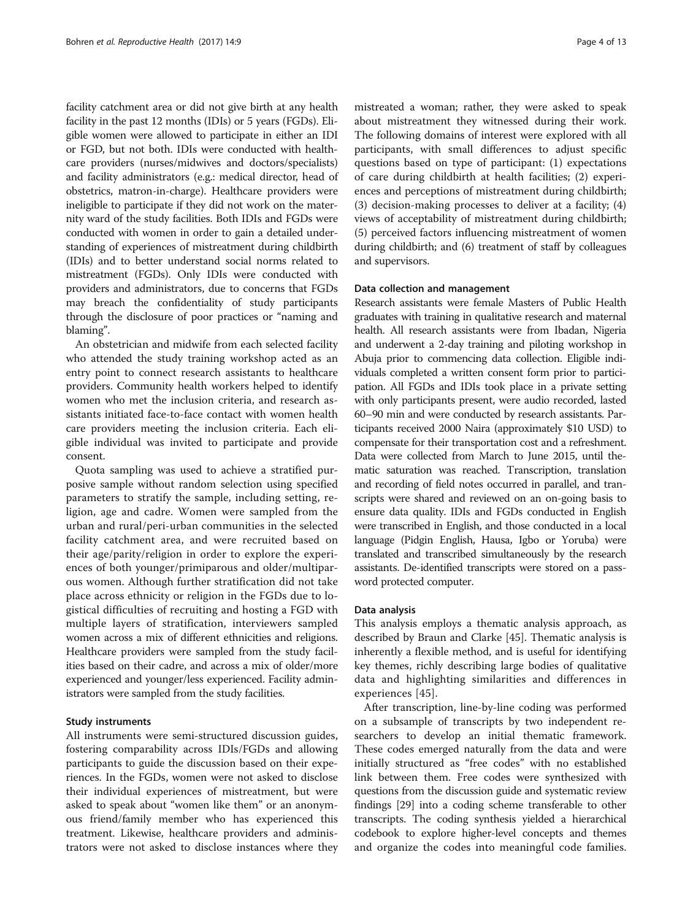facility catchment area or did not give birth at any health facility in the past 12 months (IDIs) or 5 years (FGDs). Eligible women were allowed to participate in either an IDI or FGD, but not both. IDIs were conducted with healthcare providers (nurses/midwives and doctors/specialists) and facility administrators (e.g.: medical director, head of obstetrics, matron-in-charge). Healthcare providers were ineligible to participate if they did not work on the maternity ward of the study facilities. Both IDIs and FGDs were conducted with women in order to gain a detailed understanding of experiences of mistreatment during childbirth (IDIs) and to better understand social norms related to mistreatment (FGDs). Only IDIs were conducted with providers and administrators, due to concerns that FGDs may breach the confidentiality of study participants through the disclosure of poor practices or "naming and blaming".

An obstetrician and midwife from each selected facility who attended the study training workshop acted as an entry point to connect research assistants to healthcare providers. Community health workers helped to identify women who met the inclusion criteria, and research assistants initiated face-to-face contact with women health care providers meeting the inclusion criteria. Each eligible individual was invited to participate and provide consent.

Quota sampling was used to achieve a stratified purposive sample without random selection using specified parameters to stratify the sample, including setting, religion, age and cadre. Women were sampled from the urban and rural/peri-urban communities in the selected facility catchment area, and were recruited based on their age/parity/religion in order to explore the experiences of both younger/primiparous and older/multiparous women. Although further stratification did not take place across ethnicity or religion in the FGDs due to logistical difficulties of recruiting and hosting a FGD with multiple layers of stratification, interviewers sampled women across a mix of different ethnicities and religions. Healthcare providers were sampled from the study facilities based on their cadre, and across a mix of older/more experienced and younger/less experienced. Facility administrators were sampled from the study facilities.

### Study instruments

All instruments were semi-structured discussion guides, fostering comparability across IDIs/FGDs and allowing participants to guide the discussion based on their experiences. In the FGDs, women were not asked to disclose their individual experiences of mistreatment, but were asked to speak about "women like them" or an anonymous friend/family member who has experienced this treatment. Likewise, healthcare providers and administrators were not asked to disclose instances where they mistreated a woman; rather, they were asked to speak about mistreatment they witnessed during their work. The following domains of interest were explored with all participants, with small differences to adjust specific questions based on type of participant: (1) expectations of care during childbirth at health facilities; (2) experiences and perceptions of mistreatment during childbirth; (3) decision-making processes to deliver at a facility; (4) views of acceptability of mistreatment during childbirth; (5) perceived factors influencing mistreatment of women during childbirth; and (6) treatment of staff by colleagues and supervisors.

### Data collection and management

Research assistants were female Masters of Public Health graduates with training in qualitative research and maternal health. All research assistants were from Ibadan, Nigeria and underwent a 2-day training and piloting workshop in Abuja prior to commencing data collection. Eligible individuals completed a written consent form prior to participation. All FGDs and IDIs took place in a private setting with only participants present, were audio recorded, lasted 60–90 min and were conducted by research assistants. Participants received 2000 Naira (approximately $10 USD) to compensate for their transportation cost and a refreshment. Data were collected from March to June 2015, until thematic saturation was reached. Transcription, translation and recording of field notes occurred in parallel, and transcripts were shared and reviewed on an on-going basis to ensure data quality. IDIs and FGDs conducted in English were transcribed in English, and those conducted in a local language (Pidgin English, Hausa, Igbo or Yoruba) were translated and transcribed simultaneously by the research assistants. De-identified transcripts were stored on a password protected computer.

### Data analysis

This analysis employs a thematic analysis approach, as described by Braun and Clarke [45]. Thematic analysis is inherently a flexible method, and is useful for identifying key themes, richly describing large bodies of qualitative data and highlighting similarities and differences in experiences [45].

After transcription, line-by-line coding was performed on a subsample of transcripts by two independent researchers to develop an initial thematic framework. These codes emerged naturally from the data and were initially structured as "free codes" with no established link between them. Free codes were synthesized with questions from the discussion guide and systematic review findings [29] into a coding scheme transferable to other transcripts. The coding synthesis yielded a hierarchical codebook to explore higher-level concepts and themes and organize the codes into meaningful code families.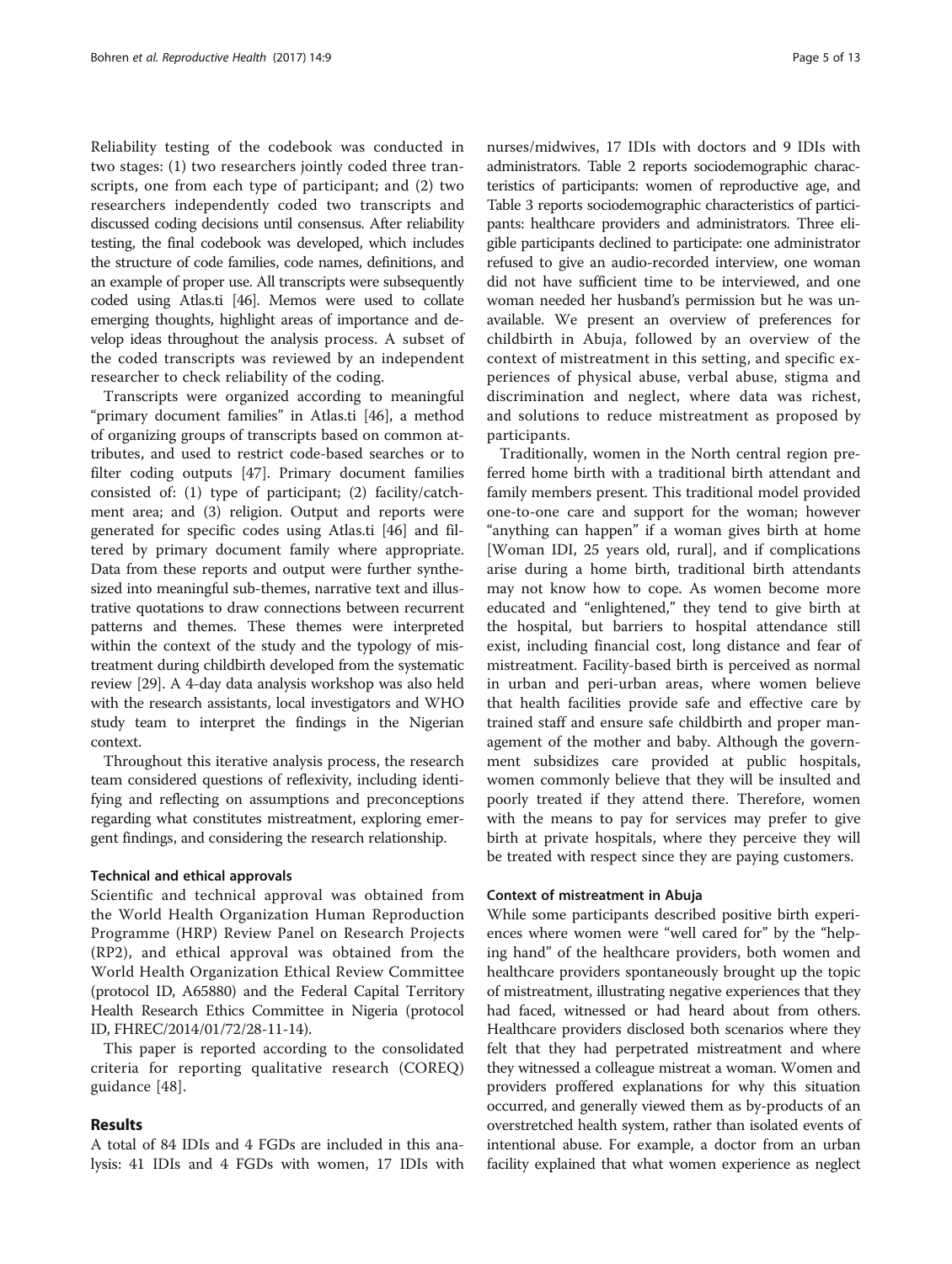Reliability testing of the codebook was conducted in two stages: (1) two researchers jointly coded three transcripts, one from each type of participant; and (2) two researchers independently coded two transcripts and discussed coding decisions until consensus. After reliability testing, the final codebook was developed, which includes the structure of code families, code names, definitions, and an example of proper use. All transcripts were subsequently coded using Atlas.ti [46]. Memos were used to collate emerging thoughts, highlight areas of importance and develop ideas throughout the analysis process. A subset of the coded transcripts was reviewed by an independent researcher to check reliability of the coding.

Transcripts were organized according to meaningful "primary document families" in Atlas.ti [46], a method of organizing groups of transcripts based on common attributes, and used to restrict code-based searches or to filter coding outputs [47]. Primary document families consisted of: (1) type of participant; (2) facility/catchment area; and (3) religion. Output and reports were generated for specific codes using Atlas.ti [46] and filtered by primary document family where appropriate. Data from these reports and output were further synthesized into meaningful sub-themes, narrative text and illustrative quotations to draw connections between recurrent patterns and themes. These themes were interpreted within the context of the study and the typology of mistreatment during childbirth developed from the systematic review [29]. A 4-day data analysis workshop was also held with the research assistants, local investigators and WHO study team to interpret the findings in the Nigerian context.

Throughout this iterative analysis process, the research team considered questions of reflexivity, including identifying and reflecting on assumptions and preconceptions regarding what constitutes mistreatment, exploring emergent findings, and considering the research relationship.

#### Technical and ethical approvals

Scientific and technical approval was obtained from the World Health Organization Human Reproduction Programme (HRP) Review Panel on Research Projects (RP2), and ethical approval was obtained from the World Health Organization Ethical Review Committee (protocol ID, A65880) and the Federal Capital Territory Health Research Ethics Committee in Nigeria (protocol ID, FHREC/2014/01/72/28-11-14).

This paper is reported according to the consolidated criteria for reporting qualitative research (COREQ) guidance [48].

## Results

A total of 84 IDIs and 4 FGDs are included in this analysis: 41 IDIs and 4 FGDs with women, 17 IDIs with nurses/midwives, 17 IDIs with doctors and 9 IDIs with administrators. Table 2 reports sociodemographic characteristics of participants: women of reproductive age, and Table 3 reports sociodemographic characteristics of participants: healthcare providers and administrators. Three eligible participants declined to participate: one administrator refused to give an audio-recorded interview, one woman did not have sufficient time to be interviewed, and one woman needed her husband's permission but he was unavailable. We present an overview of preferences for childbirth in Abuja, followed by an overview of the context of mistreatment in this setting, and specific experiences of physical abuse, verbal abuse, stigma and discrimination and neglect, where data was richest, and solutions to reduce mistreatment as proposed by participants.

Traditionally, women in the North central region preferred home birth with a traditional birth attendant and family members present. This traditional model provided one-to-one care and support for the woman; however "anything can happen" if a woman gives birth at home [Woman IDI, 25 years old, rural], and if complications arise during a home birth, traditional birth attendants may not know how to cope. As women become more educated and "enlightened," they tend to give birth at the hospital, but barriers to hospital attendance still exist, including financial cost, long distance and fear of mistreatment. Facility-based birth is perceived as normal in urban and peri-urban areas, where women believe that health facilities provide safe and effective care by trained staff and ensure safe childbirth and proper management of the mother and baby. Although the government subsidizes care provided at public hospitals, women commonly believe that they will be insulted and poorly treated if they attend there. Therefore, women with the means to pay for services may prefer to give birth at private hospitals, where they perceive they will be treated with respect since they are paying customers.

#### Context of mistreatment in Abuja

While some participants described positive birth experiences where women were "well cared for" by the "helping hand" of the healthcare providers, both women and healthcare providers spontaneously brought up the topic of mistreatment, illustrating negative experiences that they had faced, witnessed or had heard about from others. Healthcare providers disclosed both scenarios where they felt that they had perpetrated mistreatment and where they witnessed a colleague mistreat a woman. Women and providers proffered explanations for why this situation occurred, and generally viewed them as by-products of an overstretched health system, rather than isolated events of intentional abuse. For example, a doctor from an urban facility explained that what women experience as neglect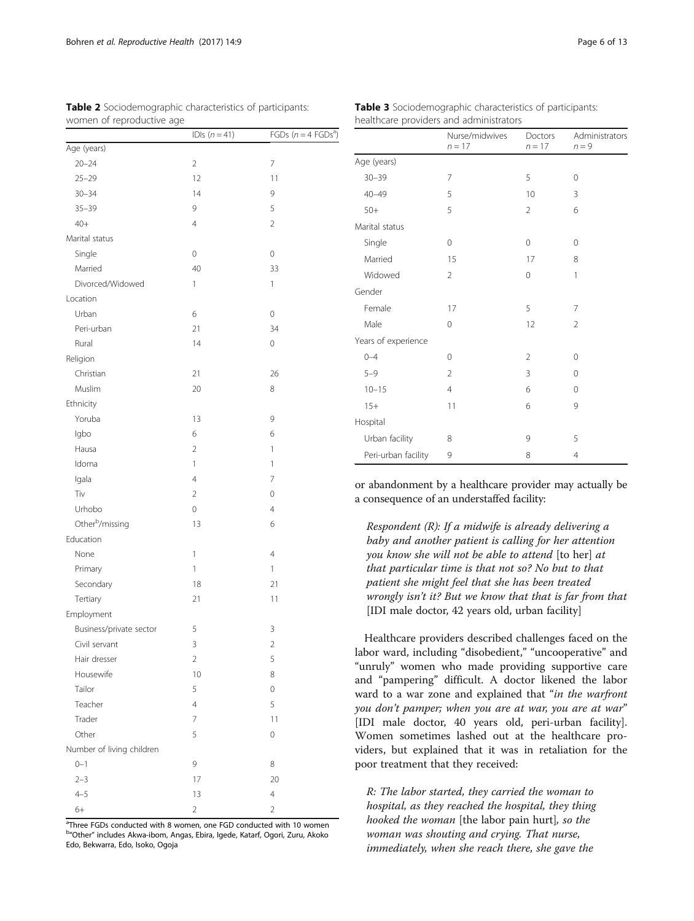**Table 2** Sociodemographic characteristics of participants: women of reproductive age

| | IDIs ($n = 41$) | FGDs ($n = 4$ FGDs[a]) |
|---|---|---|
| Age (years) | | |
| 20–24 | 2 | 7 |
| 25–29 | 12 | 11 |
| 30–34 | 14 | 9 |
| 35–39 | 9 | 5 |
| 40+ | 4 | 2 |
| Marital status | | |
| Single | 0 | 0 |
| Married | 40 | 33 |
| Divorced/Widowed | 1 | 1 |
| Location | | |
| Urban | 6 | 0 |
| Peri-urban | 21 | 34 |
| Rural | 14 | 0 |
| Religion | | |
| Christian | 21 | 26 |
| Muslim | 20 | 8 |
| Ethnicity | | |
| Yoruba | 13 | 9 |
| Igbo | 6 | 6 |
| Hausa | 2 | 1 |
| Idoma | 1 | 1 |
| Igala | 4 | 7 |
| Tiv | 2 | 0 |
| Urhobo | 0 | 4 |
| Other[b]/missing | 13 | 6 |
| Education | | |
| None | 1 | 4 |
| Primary | 1 | 1 |
| Secondary | 18 | 21 |
| Tertiary | 21 | 11 |
| Employment | | |
| Business/private sector | 5 | 3 |
| Civil servant | 3 | 2 |
| Hair dresser | 2 | 5 |
| Housewife | 10 | 8 |
| Tailor | 5 | 0 |
| Teacher | 4 | 5 |
| Trader | 7 | 11 |
| Other | 5 | 0 |
| Number of living children | | |
| 0–1 | 9 | 8 |
| 2–3 | 17 | 20 |
| 4–5 | 13 | 4 |
| 6+ | 2 | 2 |

[a]Three FGDs conducted with 8 women, one FGD conducted with 10 women
[b]"Other" includes Akwa-ibom, Angas, Ebira, Igede, Katarf, Ogori, Zuru, Akoko Edo, Bekwarra, Edo, Isoko, Ogoja

**Table 3** Sociodemographic characteristics of participants: healthcare providers and administrators

| | Nurse/midwives $n = 17$ | Doctors $n = 17$ | Administrators $n = 9$ |
|---|---|---|---|
| Age (years) | | | |
| 30–39 | 7 | 5 | 0 |
| 40–49 | 5 | 10 | 3 |
| 50+ | 5 | 2 | 6 |
| Marital status | | | |
| Single | 0 | 0 | 0 |
| Married | 15 | 17 | 8 |
| Widowed | 2 | 0 | 1 |
| Gender | | | |
| Female | 17 | 5 | 7 |
| Male | 0 | 12 | 2 |
| Years of experience | | | |
| 0–4 | 0 | 2 | 0 |
| 5–9 | 2 | 3 | 0 |
| 10–15 | 4 | 6 | 0 |
| 15+ | 11 | 6 | 9 |
| Hospital | | | |
| Urban facility | 8 | 9 | 5 |
| Peri-urban facility | 9 | 8 | 4 |

or abandonment by a healthcare provider may actually be a consequence of an understaffed facility:

> *Respondent (R): If a midwife is already delivering a baby and another patient is calling for her attention you know she will not be able to attend* [to her] *at that particular time is that not so? No but to that patient she might feel that she has been treated wrongly isn't it? But we know that that is far from that* [IDI male doctor, 42 years old, urban facility]

Healthcare providers described challenges faced on the labor ward, including "disobedient," "uncooperative" and "unruly" women who made providing supportive care and "pampering" difficult. A doctor likened the labor ward to a war zone and explained that "*in the warfront you don't pamper; when you are at war, you are at war*" [IDI male doctor, 40 years old, peri-urban facility]. Women sometimes lashed out at the healthcare providers, but explained that it was in retaliation for the poor treatment that they received:

> *R: The labor started, they carried the woman to hospital, as they reached the hospital, they thing hooked the woman* [the labor pain hurt], *so the woman was shouting and crying. That nurse, immediately, when she reach there, she gave the*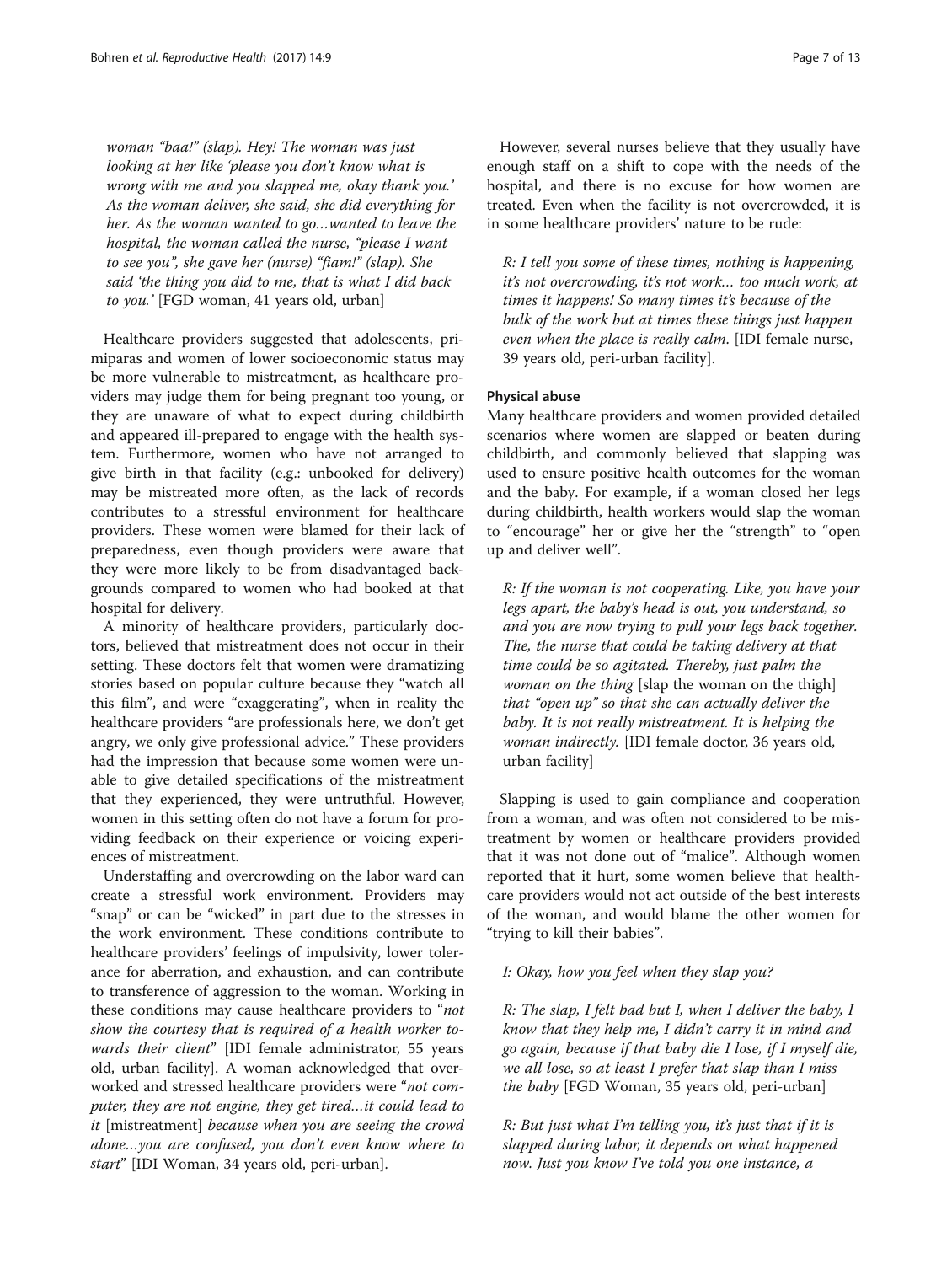*woman "baa!" (slap). Hey! The woman was just looking at her like 'please you don't know what is wrong with me and you slapped me, okay thank you.' As the woman deliver, she said, she did everything for her. As the woman wanted to go…wanted to leave the hospital, the woman called the nurse, "please I want to see you", she gave her (nurse) "fiam!" (slap). She said 'the thing you did to me, that is what I did back to you.'* [FGD woman, 41 years old, urban]

Healthcare providers suggested that adolescents, primiparas and women of lower socioeconomic status may be more vulnerable to mistreatment, as healthcare providers may judge them for being pregnant too young, or they are unaware of what to expect during childbirth and appeared ill-prepared to engage with the health system. Furthermore, women who have not arranged to give birth in that facility (e.g.: unbooked for delivery) may be mistreated more often, as the lack of records contributes to a stressful environment for healthcare providers. These women were blamed for their lack of preparedness, even though providers were aware that they were more likely to be from disadvantaged backgrounds compared to women who had booked at that hospital for delivery.

A minority of healthcare providers, particularly doctors, believed that mistreatment does not occur in their setting. These doctors felt that women were dramatizing stories based on popular culture because they "watch all this film", and were "exaggerating", when in reality the healthcare providers "are professionals here, we don't get angry, we only give professional advice." These providers had the impression that because some women were unable to give detailed specifications of the mistreatment that they experienced, they were untruthful. However, women in this setting often do not have a forum for providing feedback on their experience or voicing experiences of mistreatment.

Understaffing and overcrowding on the labor ward can create a stressful work environment. Providers may "snap" or can be "wicked" in part due to the stresses in the work environment. These conditions contribute to healthcare providers' feelings of impulsivity, lower tolerance for aberration, and exhaustion, and can contribute to transference of aggression to the woman. Working in these conditions may cause healthcare providers to "*not show the courtesy that is required of a health worker towards their client*" [IDI female administrator, 55 years old, urban facility]. A woman acknowledged that overworked and stressed healthcare providers were "*not computer, they are not engine, they get tired…it could lead to it* [mistreatment] *because when you are seeing the crowd alone…you are confused, you don't even know where to start*" [IDI Woman, 34 years old, peri-urban].

However, several nurses believe that they usually have enough staff on a shift to cope with the needs of the hospital, and there is no excuse for how women are treated. Even when the facility is not overcrowded, it is in some healthcare providers' nature to be rude:

*R: I tell you some of these times, nothing is happening, it's not overcrowding, it's not work… too much work, at times it happens! So many times it's because of the bulk of the work but at times these things just happen even when the place is really calm.* [IDI female nurse, 39 years old, peri-urban facility].

#### Physical abuse

Many healthcare providers and women provided detailed scenarios where women are slapped or beaten during childbirth, and commonly believed that slapping was used to ensure positive health outcomes for the woman and the baby. For example, if a woman closed her legs during childbirth, health workers would slap the woman to "encourage" her or give her the "strength" to "open up and deliver well".

*R: If the woman is not cooperating. Like, you have your legs apart, the baby's head is out, you understand, so and you are now trying to pull your legs back together. The, the nurse that could be taking delivery at that time could be so agitated. Thereby, just palm the woman on the thing* [slap the woman on the thigh] *that "open up" so that she can actually deliver the baby. It is not really mistreatment. It is helping the woman indirectly.* [IDI female doctor, 36 years old, urban facility]

Slapping is used to gain compliance and cooperation from a woman, and was often not considered to be mistreatment by women or healthcare providers provided that it was not done out of "malice". Although women reported that it hurt, some women believe that healthcare providers would not act outside of the best interests of the woman, and would blame the other women for "trying to kill their babies".

*I: Okay, how you feel when they slap you?*

*R: The slap, I felt bad but I, when I deliver the baby, I know that they help me, I didn't carry it in mind and go again, because if that baby die I lose, if I myself die, we all lose, so at least I prefer that slap than I miss the baby* [FGD Woman, 35 years old, peri-urban]

*R: But just what I'm telling you, it's just that if it is slapped during labor, it depends on what happened now. Just you know I've told you one instance, a*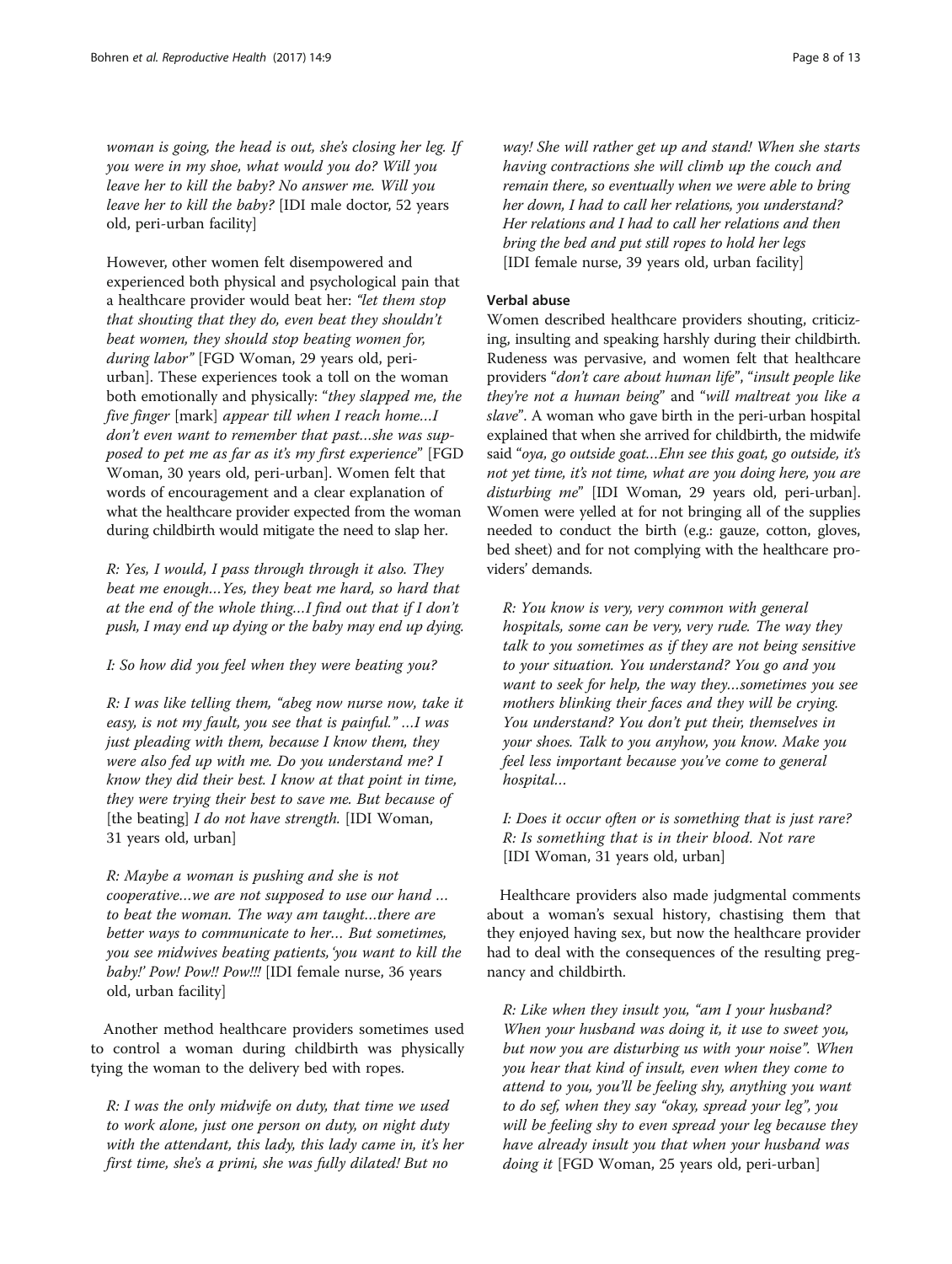*woman is going, the head is out, she's closing her leg. If you were in my shoe, what would you do? Will you leave her to kill the baby? No answer me. Will you leave her to kill the baby?* [IDI male doctor, 52 years old, peri-urban facility]

However, other women felt disempowered and experienced both physical and psychological pain that a healthcare provider would beat her: *"let them stop that shouting that they do, even beat they shouldn't beat women, they should stop beating women for, during labor"* [FGD Woman, 29 years old, peri-urban]. These experiences took a toll on the woman both emotionally and physically: "*they slapped me, the five finger* [mark] *appear till when I reach home…I don't even want to remember that past…she was supposed to pet me as far as it's my first experience*" [FGD Woman, 30 years old, peri-urban]. Women felt that words of encouragement and a clear explanation of what the healthcare provider expected from the woman during childbirth would mitigate the need to slap her.

*R: Yes, I would, I pass through through it also. They beat me enough…Yes, they beat me hard, so hard that at the end of the whole thing…I find out that if I don't push, I may end up dying or the baby may end up dying.*

*I: So how did you feel when they were beating you?*

*R: I was like telling them, "abeg now nurse now, take it easy, is not my fault, you see that is painful." …I was just pleading with them, because I know them, they were also fed up with me. Do you understand me? I know they did their best. I know at that point in time, they were trying their best to save me. But because of* [the beating] *I do not have strength.* [IDI Woman, 31 years old, urban]

*R: Maybe a woman is pushing and she is not cooperative…we are not supposed to use our hand … to beat the woman. The way am taught…there are better ways to communicate to her… But sometimes, you see midwives beating patients,'you want to kill the baby!' Pow! Pow!! Pow!!!* [IDI female nurse, 36 years old, urban facility]

Another method healthcare providers sometimes used to control a woman during childbirth was physically tying the woman to the delivery bed with ropes.

*R: I was the only midwife on duty, that time we used to work alone, just one person on duty, on night duty with the attendant, this lady, this lady came in, it's her first time, she's a primi, she was fully dilated! But no way! She will rather get up and stand! When she starts having contractions she will climb up the couch and remain there, so eventually when we were able to bring her down, I had to call her relations, you understand? Her relations and I had to call her relations and then bring the bed and put still ropes to hold her legs* [IDI female nurse, 39 years old, urban facility]

#### Verbal abuse

Women described healthcare providers shouting, criticizing, insulting and speaking harshly during their childbirth. Rudeness was pervasive, and women felt that healthcare providers "*don't care about human life*", "*insult people like they're not a human being*" and "*will maltreat you like a slave*". A woman who gave birth in the peri-urban hospital explained that when she arrived for childbirth, the midwife said "*oya, go outside goat…Ehn see this goat, go outside, it's not yet time, it's not time, what are you doing here, you are disturbing me*" [IDI Woman, 29 years old, peri-urban]. Women were yelled at for not bringing all of the supplies needed to conduct the birth (e.g.: gauze, cotton, gloves, bed sheet) and for not complying with the healthcare providers' demands.

*R: You know is very, very common with general hospitals, some can be very, very rude. The way they talk to you sometimes as if they are not being sensitive to your situation. You understand? You go and you want to seek for help, the way they…sometimes you see mothers blinking their faces and they will be crying. You understand? You don't put their, themselves in your shoes. Talk to you anyhow, you know. Make you feel less important because you've come to general hospital…*

*I: Does it occur often or is something that is just rare?*
*R: Is something that is in their blood. Not rare* [IDI Woman, 31 years old, urban]

Healthcare providers also made judgmental comments about a woman's sexual history, chastising them that they enjoyed having sex, but now the healthcare provider had to deal with the consequences of the resulting pregnancy and childbirth.

*R: Like when they insult you, "am I your husband? When your husband was doing it, it use to sweet you, but now you are disturbing us with your noise". When you hear that kind of insult, even when they come to attend to you, you'll be feeling shy, anything you want to do sef, when they say "okay, spread your leg", you will be feeling shy to even spread your leg because they have already insult you that when your husband was doing it* [FGD Woman, 25 years old, peri-urban]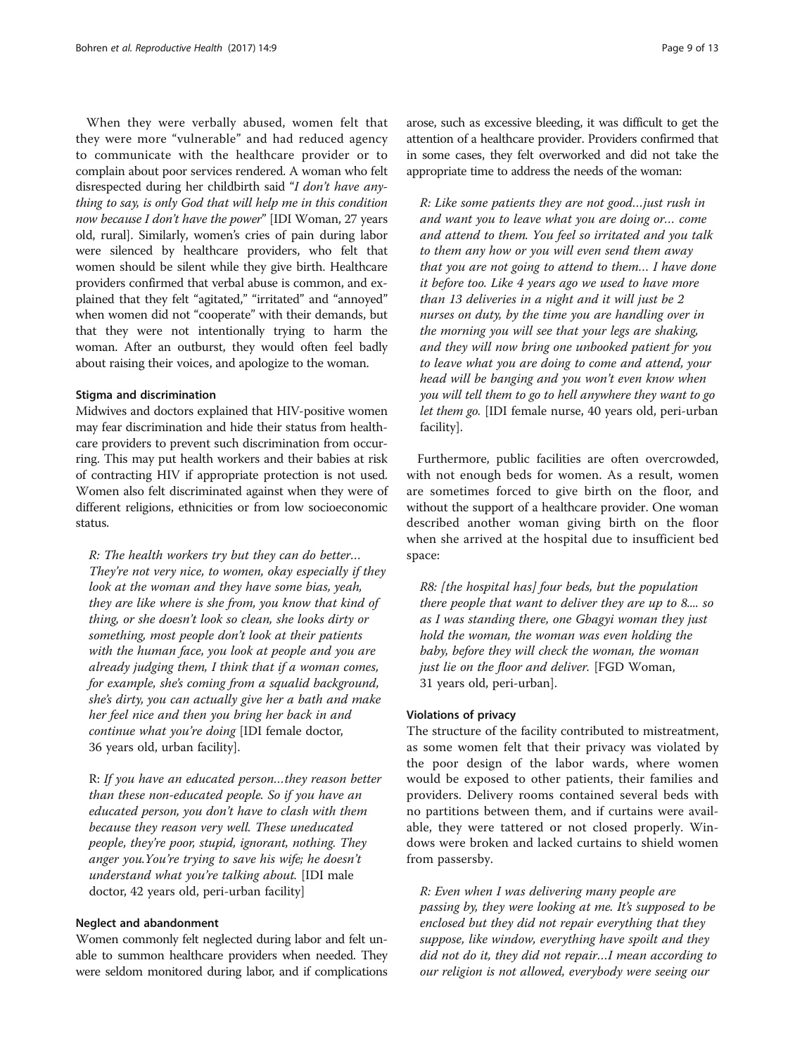When they were verbally abused, women felt that they were more "vulnerable" and had reduced agency to communicate with the healthcare provider or to complain about poor services rendered. A woman who felt disrespected during her childbirth said "*I don't have anything to say, is only God that will help me in this condition now because I don't have the power*" [IDI Woman, 27 years old, rural]. Similarly, women's cries of pain during labor were silenced by healthcare providers, who felt that women should be silent while they give birth. Healthcare providers confirmed that verbal abuse is common, and explained that they felt "agitated," "irritated" and "annoyed" when women did not "cooperate" with their demands, but that they were not intentionally trying to harm the woman. After an outburst, they would often feel badly about raising their voices, and apologize to the woman.

#### Stigma and discrimination

Midwives and doctors explained that HIV-positive women may fear discrimination and hide their status from healthcare providers to prevent such discrimination from occurring. This may put health workers and their babies at risk of contracting HIV if appropriate protection is not used. Women also felt discriminated against when they were of different religions, ethnicities or from low socioeconomic status.

> *R: The health workers try but they can do better… They're not very nice, to women, okay especially if they look at the woman and they have some bias, yeah, they are like where is she from, you know that kind of thing, or she doesn't look so clean, she looks dirty or something, most people don't look at their patients with the human face, you look at people and you are already judging them, I think that if a woman comes, for example, she's coming from a squalid background, she's dirty, you can actually give her a bath and make her feel nice and then you bring her back in and continue what you're doing* [IDI female doctor, 36 years old, urban facility].

> R: *If you have an educated person…they reason better than these non-educated people. So if you have an educated person, you don't have to clash with them because they reason very well. These uneducated people, they're poor, stupid, ignorant, nothing. They anger you.You're trying to save his wife; he doesn't understand what you're talking about.* [IDI male doctor, 42 years old, peri-urban facility]

#### Neglect and abandonment

Women commonly felt neglected during labor and felt unable to summon healthcare providers when needed. They were seldom monitored during labor, and if complications arose, such as excessive bleeding, it was difficult to get the attention of a healthcare provider. Providers confirmed that in some cases, they felt overworked and did not take the appropriate time to address the needs of the woman:

> *R: Like some patients they are not good…just rush in and want you to leave what you are doing or… come and attend to them. You feel so irritated and you talk to them any how or you will even send them away that you are not going to attend to them… I have done it before too. Like 4 years ago we used to have more than 13 deliveries in a night and it will just be 2 nurses on duty, by the time you are handling over in the morning you will see that your legs are shaking, and they will now bring one unbooked patient for you to leave what you are doing to come and attend, your head will be banging and you won't even know when you will tell them to go to hell anywhere they want to go let them go.* [IDI female nurse, 40 years old, peri-urban facility].

Furthermore, public facilities are often overcrowded, with not enough beds for women. As a result, women are sometimes forced to give birth on the floor, and without the support of a healthcare provider. One woman described another woman giving birth on the floor when she arrived at the hospital due to insufficient bed space:

> *R8: [the hospital has] four beds, but the population there people that want to deliver they are up to 8.... so as I was standing there, one Gbagyi woman they just hold the woman, the woman was even holding the baby, before they will check the woman, the woman just lie on the floor and deliver.* [FGD Woman, 31 years old, peri-urban].

#### Violations of privacy

The structure of the facility contributed to mistreatment, as some women felt that their privacy was violated by the poor design of the labor wards, where women would be exposed to other patients, their families and providers. Delivery rooms contained several beds with no partitions between them, and if curtains were available, they were tattered or not closed properly. Windows were broken and lacked curtains to shield women from passersby.

> *R: Even when I was delivering many people are passing by, they were looking at me. It's supposed to be enclosed but they did not repair everything that they suppose, like window, everything have spoilt and they did not do it, they did not repair…I mean according to our religion is not allowed, everybody were seeing our*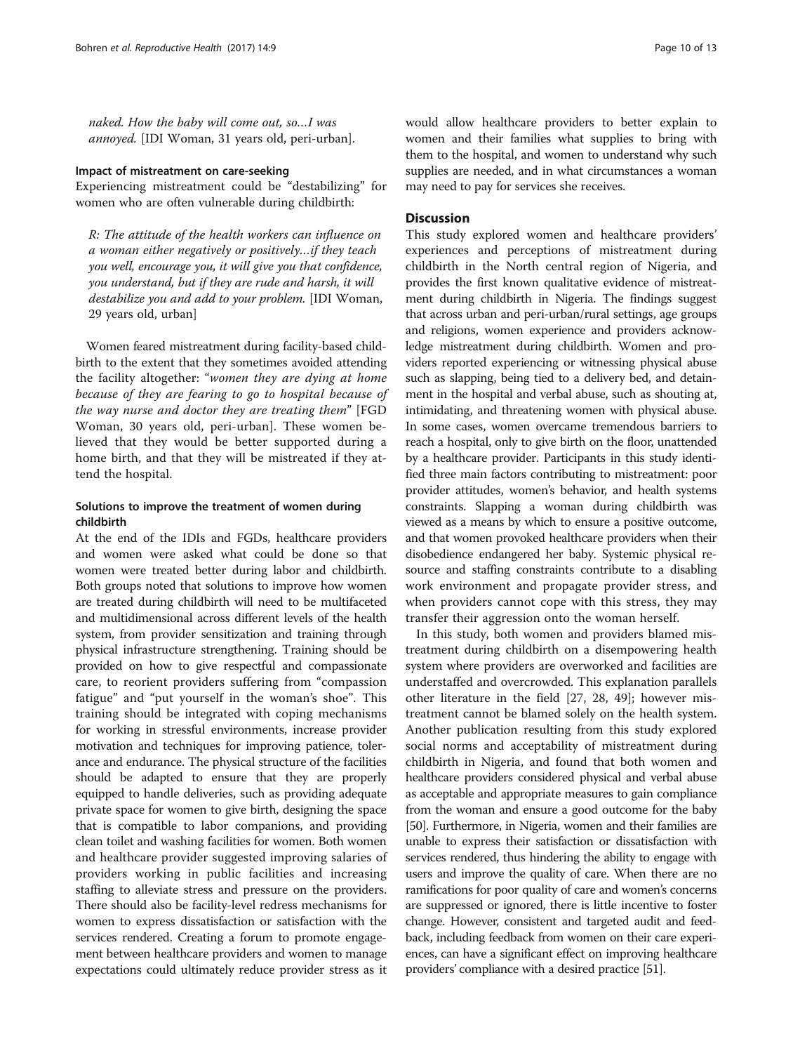*naked. How the baby will come out, so…I was annoyed.* [IDI Woman, 31 years old, peri-urban].

#### Impact of mistreatment on care-seeking

Experiencing mistreatment could be "destabilizing" for women who are often vulnerable during childbirth:

> *R: The attitude of the health workers can influence on a woman either negatively or positively…if they teach you well, encourage you, it will give you that confidence, you understand, but if they are rude and harsh, it will destabilize you and add to your problem.* [IDI Woman, 29 years old, urban]

Women feared mistreatment during facility-based childbirth to the extent that they sometimes avoided attending the facility altogether: "*women they are dying at home because of they are fearing to go to hospital because of the way nurse and doctor they are treating them*" [FGD Woman, 30 years old, peri-urban]. These women believed that they would be better supported during a home birth, and that they will be mistreated if they attend the hospital.

### Solutions to improve the treatment of women during childbirth

At the end of the IDIs and FGDs, healthcare providers and women were asked what could be done so that women were treated better during labor and childbirth. Both groups noted that solutions to improve how women are treated during childbirth will need to be multifaceted and multidimensional across different levels of the health system, from provider sensitization and training through physical infrastructure strengthening. Training should be provided on how to give respectful and compassionate care, to reorient providers suffering from "compassion fatigue" and "put yourself in the woman's shoe". This training should be integrated with coping mechanisms for working in stressful environments, increase provider motivation and techniques for improving patience, tolerance and endurance. The physical structure of the facilities should be adapted to ensure that they are properly equipped to handle deliveries, such as providing adequate private space for women to give birth, designing the space that is compatible to labor companions, and providing clean toilet and washing facilities for women. Both women and healthcare provider suggested improving salaries of providers working in public facilities and increasing staffing to alleviate stress and pressure on the providers. There should also be facility-level redress mechanisms for women to express dissatisfaction or satisfaction with the services rendered. Creating a forum to promote engagement between healthcare providers and women to manage expectations could ultimately reduce provider stress as it would allow healthcare providers to better explain to women and their families what supplies to bring with them to the hospital, and women to understand why such supplies are needed, and in what circumstances a woman may need to pay for services she receives.

## Discussion

This study explored women and healthcare providers' experiences and perceptions of mistreatment during childbirth in the North central region of Nigeria, and provides the first known qualitative evidence of mistreatment during childbirth in Nigeria. The findings suggest that across urban and peri-urban/rural settings, age groups and religions, women experience and providers acknowledge mistreatment during childbirth. Women and providers reported experiencing or witnessing physical abuse such as slapping, being tied to a delivery bed, and detainment in the hospital and verbal abuse, such as shouting at, intimidating, and threatening women with physical abuse. In some cases, women overcame tremendous barriers to reach a hospital, only to give birth on the floor, unattended by a healthcare provider. Participants in this study identified three main factors contributing to mistreatment: poor provider attitudes, women's behavior, and health systems constraints. Slapping a woman during childbirth was viewed as a means by which to ensure a positive outcome, and that women provoked healthcare providers when their disobedience endangered her baby. Systemic physical resource and staffing constraints contribute to a disabling work environment and propagate provider stress, and when providers cannot cope with this stress, they may transfer their aggression onto the woman herself.

In this study, both women and providers blamed mistreatment during childbirth on a disempowering health system where providers are overworked and facilities are understaffed and overcrowded. This explanation parallels other literature in the field [27, 28, 49]; however mistreatment cannot be blamed solely on the health system. Another publication resulting from this study explored social norms and acceptability of mistreatment during childbirth in Nigeria, and found that both women and healthcare providers considered physical and verbal abuse as acceptable and appropriate measures to gain compliance from the woman and ensure a good outcome for the baby [50]. Furthermore, in Nigeria, women and their families are unable to express their satisfaction or dissatisfaction with services rendered, thus hindering the ability to engage with users and improve the quality of care. When there are no ramifications for poor quality of care and women's concerns are suppressed or ignored, there is little incentive to foster change. However, consistent and targeted audit and feedback, including feedback from women on their care experiences, can have a significant effect on improving healthcare providers' compliance with a desired practice [51].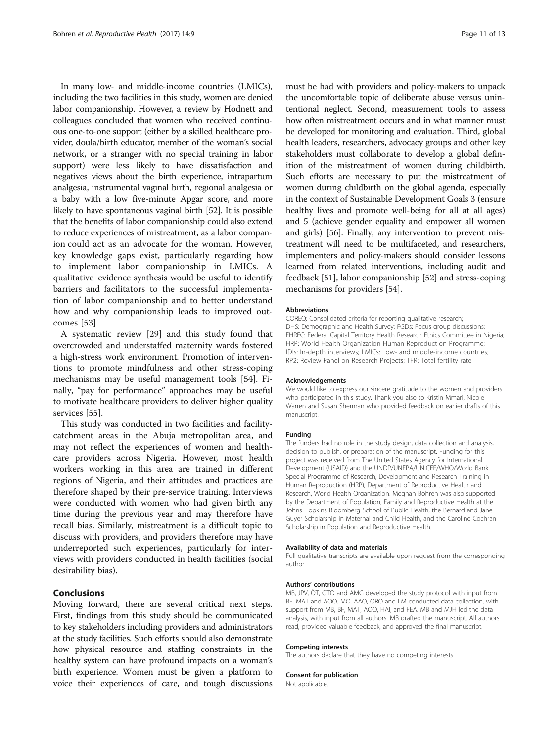In many low- and middle-income countries (LMICs), including the two facilities in this study, women are denied labor companionship. However, a review by Hodnett and colleagues concluded that women who received continuous one-to-one support (either by a skilled healthcare provider, doula/birth educator, member of the woman's social network, or a stranger with no special training in labor support) were less likely to have dissatisfaction and negatives views about the birth experience, intrapartum analgesia, instrumental vaginal birth, regional analgesia or a baby with a low five-minute Apgar score, and more likely to have spontaneous vaginal birth [52]. It is possible that the benefits of labor companionship could also extend to reduce experiences of mistreatment, as a labor companion could act as an advocate for the woman. However, key knowledge gaps exist, particularly regarding how to implement labor companionship in LMICs. A qualitative evidence synthesis would be useful to identify barriers and facilitators to the successful implementation of labor companionship and to better understand how and why companionship leads to improved outcomes [53].

A systematic review [29] and this study found that overcrowded and understaffed maternity wards fostered a high-stress work environment. Promotion of interventions to promote mindfulness and other stress-coping mechanisms may be useful management tools [54]. Finally, "pay for performance" approaches may be useful to motivate healthcare providers to deliver higher quality services [55].

This study was conducted in two facilities and facility-catchment areas in the Abuja metropolitan area, and may not reflect the experiences of women and healthcare providers across Nigeria. However, most health workers working in this area are trained in different regions of Nigeria, and their attitudes and practices are therefore shaped by their pre-service training. Interviews were conducted with women who had given birth any time during the previous year and may therefore have recall bias. Similarly, mistreatment is a difficult topic to discuss with providers, and providers therefore may have underreported such experiences, particularly for interviews with providers conducted in health facilities (social desirability bias).

## Conclusions

Moving forward, there are several critical next steps. First, findings from this study should be communicated to key stakeholders including providers and administrators at the study facilities. Such efforts should also demonstrate how physical resource and staffing constraints in the healthy system can have profound impacts on a woman's birth experience. Women must be given a platform to voice their experiences of care, and tough discussions must be had with providers and policy-makers to unpack the uncomfortable topic of deliberate abuse versus unintentional neglect. Second, measurement tools to assess how often mistreatment occurs and in what manner must be developed for monitoring and evaluation. Third, global health leaders, researchers, advocacy groups and other key stakeholders must collaborate to develop a global definition of the mistreatment of women during childbirth. Such efforts are necessary to put the mistreatment of women during childbirth on the global agenda, especially in the context of Sustainable Development Goals 3 (ensure healthy lives and promote well-being for all at all ages) and 5 (achieve gender equality and empower all women and girls) [56]. Finally, any intervention to prevent mistreatment will need to be multifaceted, and researchers, implementers and policy-makers should consider lessons learned from related interventions, including audit and feedback [51], labor companionship [52] and stress-coping mechanisms for providers [54].

#### Abbreviations

COREQ: Consolidated criteria for reporting qualitative research; DHS: Demographic and Health Survey; FGDs: Focus group discussions; FHREC: Federal Capital Territory Health Research Ethics Committee in Nigeria; HRP: World Health Organization Human Reproduction Programme; IDIs: In-depth interviews; LMICs: Low- and middle-income countries; RP2: Review Panel on Research Projects; TFR: Total fertility rate

#### Acknowledgements

We would like to express our sincere gratitude to the women and providers who participated in this study. Thank you also to Kristin Mmari, Nicole Warren and Susan Sherman who provided feedback on earlier drafts of this manuscript.

#### Funding

The funders had no role in the study design, data collection and analysis, decision to publish, or preparation of the manuscript. Funding for this project was received from The United States Agency for International Development (USAID) and the UNDP/UNFPA/UNICEF/WHO/World Bank Special Programme of Research, Development and Research Training in Human Reproduction (HRP), Department of Reproductive Health and Research, World Health Organization. Meghan Bohren was also supported by the Department of Population, Family and Reproductive Health at the Johns Hopkins Bloomberg School of Public Health, the Bernard and Jane Guyer Scholarship in Maternal and Child Health, and the Caroline Cochran Scholarship in Population and Reproductive Health.

#### Availability of data and materials

Full qualitative transcripts are available upon request from the corresponding author.

#### Authors' contributions

MB, JPV, ÖT, OTO and AMG developed the study protocol with input from BF, MAT and AOO. MO, AAO, ORO and LM conducted data collection, with support from MB, BF, MAT, AOO, HAI, and FEA. MB and MJH led the data analysis, with input from all authors. MB drafted the manuscript. All authors read, provided valuable feedback, and approved the final manuscript.

#### Competing interests

The authors declare that they have no competing interests.

#### Consent for publication

Not applicable.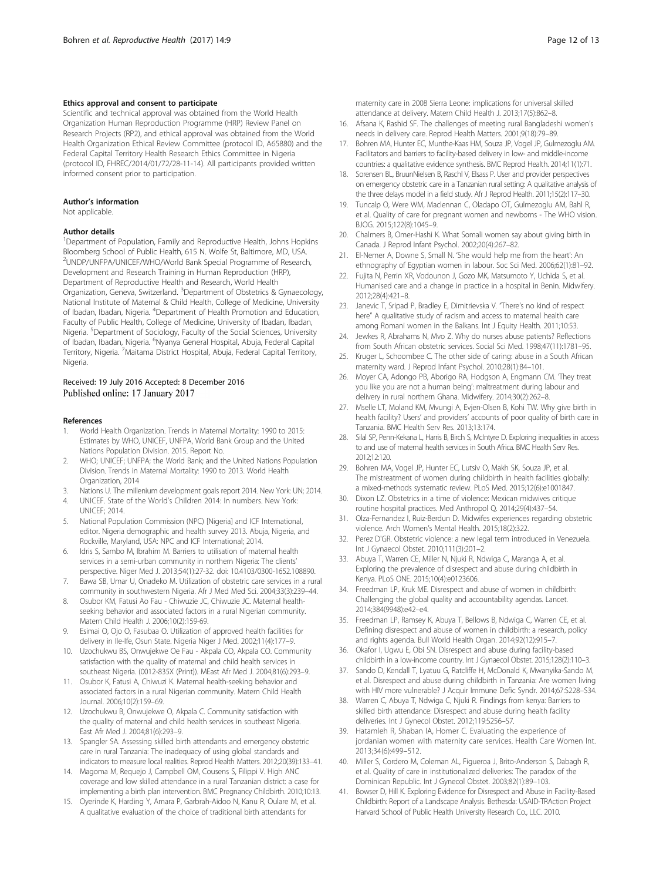## Ethics approval and consent to participate

Scientific and technical approval was obtained from the World Health Organization Human Reproduction Programme (HRP) Review Panel on Research Projects (RP2), and ethical approval was obtained from the World Health Organization Ethical Review Committee (protocol ID, A65880) and the Federal Capital Territory Health Research Ethics Committee in Nigeria (protocol ID, FHREC/2014/01/72/28-11-14). All participants provided written informed consent prior to participation.

## Author's information

Not applicable.

## Author details

[1]Department of Population, Family and Reproductive Health, Johns Hopkins Bloomberg School of Public Health, 615 N. Wolfe St, Baltimore, MD, USA. [2]UNDP/UNFPA/UNICEF/WHO/World Bank Special Programme of Research, Development and Research Training in Human Reproduction (HRP), Department of Reproductive Health and Research, World Health Organization, Geneva, Switzerland. [3]Department of Obstetrics & Gynaecology, National Institute of Maternal & Child Health, College of Medicine, University of Ibadan, Ibadan, Nigeria. [4]Department of Health Promotion and Education, Faculty of Public Health, College of Medicine, University of Ibadan, Ibadan, Nigeria. [5]Department of Sociology, Faculty of the Social Sciences, University of Ibadan, Ibadan, Nigeria. [6]Nyanya General Hospital, Abuja, Federal Capital Territory, Nigeria. [7]Maitama District Hospital, Abuja, Federal Capital Territory, Nigeria.

Received: 19 July 2016 Accepted: 8 December 2016
Published online: 17 January 2017

## References

1. World Health Organization. Trends in Maternal Mortality: 1990 to 2015: Estimates by WHO, UNICEF, UNFPA, World Bank Group and the United Nations Population Division. 2015. Report No.
2. WHO; UNICEF; UNFPA; the World Bank; and the United Nations Population Division. Trends in Maternal Mortality: 1990 to 2013. World Health Organization, 2014
3. Nations U. The millenium development goals report 2014. New York: UN; 2014.
4. UNICEF. State of the World's Children 2014: In numbers. New York: UNICEF; 2014.
5. National Population Commission (NPC) [Nigeria] and ICF International, editor. Nigeria demographic and health survey 2013. Abuja, Nigeria, and Rockville, Maryland, USA: NPC and ICF International; 2014.
6. Idris S, Sambo M, Ibrahim M. Barriers to utilisation of maternal health services in a semi-urban community in northern Nigeria: The clients' perspective. Niger Med J. 2013;54(1):27-32. doi: 10.4103/0300-1652.108890.
7. Bawa SB, Umar U, Onadeko M. Utilization of obstetric care services in a rural community in southwestern Nigeria. Afr J Med Med Sci. 2004;33(3):239–44.
8. Osubor KM, Fatusi Ao Fau - Chiwuzie JC, Chiwuzie JC. Maternal health-seeking behavior and associated factors in a rural Nigerian community. Matern Child Health J. 2006;10(2):159-69.
9. Esimai O, Ojo O, Fasubaa O. Utilization of approved health facilities for delivery in Ile-Ife, Osun State. Nigeria Niger J Med. 2002;11(4):177–9.
10. Uzochukwu BS, Onwujekwe Oe Fau - Akpala CO, Akpala CO. Community satisfaction with the quality of maternal and child health services in southeast Nigeria. (0012-835X (Print)). MEast Afr Med J. 2004;81(6):293–9.
11. Osubor K, Fatusi A, Chiwuzi K. Maternal health-seeking behavior and associated factors in a rural Nigerian community. Matern Child Health Journal. 2006;10(2):159–69.
12. Uzochukwu B, Onwujekwe O, Akpala C. Community satisfaction with the quality of maternal and child health services in southeast Nigeria. East Afr Med J. 2004;81(6):293–9.
13. Spangler SA. Assessing skilled birth attendants and emergency obstetric care in rural Tanzania: The inadequacy of using global standards and indicators to measure local realities. Reprod Health Matters. 2012;20(39):133–41.
14. Magoma M, Requejo J, Campbell OM, Cousens S, Filippi V. High ANC coverage and low skilled attendance in a rural Tanzanian district: a case for implementing a birth plan intervention. BMC Pregnancy Childbirth. 2010;10:13.
15. Oyerinde K, Harding Y, Amara P, Garbrah-Aidoo N, Kanu R, Oulare M, et al. A qualitative evaluation of the choice of traditional birth attendants for maternity care in 2008 Sierra Leone: implications for universal skilled attendance at delivery. Matern Child Health J. 2013;17(5):862–8.
16. Afsana K, Rashid SF. The challenges of meeting rural Bangladeshi women's needs in delivery care. Reprod Health Matters. 2001;9(18):79–89.
17. Bohren MA, Hunter EC, Munthe-Kaas HM, Souza JP, Vogel JP, Gulmezoglu AM. Facilitators and barriers to facility-based delivery in low- and middle-income countries: a qualitative evidence synthesis. BMC Reprod Health. 2014;11(1):71.
18. Sorensen BL, BruunNielsen B, Raschl V, Elsass P. User and provider perspectives on emergency obstetric care in a Tanzanian rural setting: A qualitative analysis of the three delays model in a field study. Afr J Reprod Health. 2011;15(2):117–30.
19. Tuncalp O, Were WM, Maclennan C, Oladapo OT, Gulmezoglu AM, Bahl R, et al. Quality of care for pregnant women and newborns - The WHO vision. BJOG. 2015;122(8):1045–9.
20. Chalmers B, Omer-Hashi K. What Somali women say about giving birth in Canada. J Reprod Infant Psychol. 2002;20(4):267–82.
21. El-Nemer A, Downe S, Small N. 'She would help me from the heart': An ethnography of Egyptian women in labour. Soc Sci Med. 2006;62(1):81–92.
22. Fujita N, Perrin XR, Vodounon J, Gozo MK, Matsumoto Y, Uchida S, et al. Humanised care and a change in practice in a hospital in Benin. Midwifery. 2012;28(4):421–8.
23. Janevic T, Sripad P, Bradley E, Dimitrievska V. "There's no kind of respect here" A qualitative study of racism and access to maternal health care among Romani women in the Balkans. Int J Equity Health. 2011;10:53.
24. Jewkes R, Abrahams N, Mvo Z. Why do nurses abuse patients? Reflections from South African obstetric services. Social Sci Med. 1998;47(11):1781–95.
25. Kruger L, Schoombee C. The other side of caring: abuse in a South African maternity ward. J Reprod Infant Psychol. 2010;28(1):84–101.
26. Moyer CA, Adongo PB, Aborigo RA, Hodgson A, Engmann CM. 'They treat you like you are not a human being': maltreatment during labour and delivery in rural northern Ghana. Midwifery. 2014;30(2):262–8.
27. Mselle LT, Moland KM, Mvungi A, Evjen-Olsen B, Kohi TW. Why give birth in health facility? Users' and providers' accounts of poor quality of birth care in Tanzania. BMC Health Serv Res. 2013;13:174.
28. Silal SP, Penn-Kekana L, Harris B, Birch S, McIntyre D. Exploring inequalities in access to and use of maternal health services in South Africa. BMC Health Serv Res. 2012;12:120.
29. Bohren MA, Vogel JP, Hunter EC, Lutsiv O, Makh SK, Souza JP, et al. The mistreatment of women during childbirth in health facilities globally: a mixed-methods systematic review. PLoS Med. 2015;12(6):e1001847.
30. Dixon LZ. Obstetrics in a time of violence: Mexican midwives critique routine hospital practices. Med Anthropol Q. 2014;29(4):437–54.
31. Olza-Fernandez I, Ruiz-Berdun D. Midwifes experiences regarding obstetric violence. Arch Women's Mental Health. 2015;18(2):322.
32. Perez D'GR. Obstetric violence: a new legal term introduced in Venezuela. Int J Gynaecol Obstet. 2010;111(3):201–2.
33. Abuya T, Warren CE, Miller N, Njuki R, Ndwiga C, Maranga A, et al. Exploring the prevalence of disrespect and abuse during childbirth in Kenya. PLoS ONE. 2015;10(4):e0123606.
34. Freedman LP, Kruk ME. Disrespect and abuse of women in childbirth: Challenging the global quality and accountability agendas. Lancet. 2014;384(9948):e42–e4.
35. Freedman LP, Ramsey K, Abuya T, Bellows B, Ndwiga C, Warren CE, et al. Defining disrespect and abuse of women in childbirth: a research, policy and rights agenda. Bull World Health Organ. 2014;92(12):915–7.
36. Okafor I, Ugwu E, Obi SN. Disrespect and abuse during facility-based childbirth in a low-income country. Int J Gynaecol Obstet. 2015;128(2):110–3.
37. Sando D, Kendall T, Lyatuu G, Ratcliffe H, McDonald K, Mwanyika-Sando M, et al. Disrespect and abuse during childbirth in Tanzania: Are women living with HIV more vulnerable? J Acquir Immune Defic Syndr. 2014;67:S228–S34.
38. Warren C, Abuya T, Ndwiga C, Njuki R. Findings from kenya: Barriers to skilled birth attendance: Disrespect and abuse during health facility deliveries. Int J Gynecol Obstet. 2012;119:S256–S7.
39. Hatamleh R, Shaban IA, Homer C. Evaluating the experience of jordanian women with maternity care services. Health Care Women Int. 2013;34(6):499–512.
40. Miller S, Cordero M, Coleman AL, Figueroa J, Brito-Anderson S, Dabagh R, et al. Quality of care in institutionalized deliveries: The paradox of the Dominican Republic. Int J Gynecol Obstet. 2003;82(1):89–103.
41. Bowser D, Hill K. Exploring Evidence for Disrespect and Abuse in Facility-Based Childbirth: Report of a Landscape Analysis. Bethesda: USAID-TRAction Project Harvard School of Public Health University Research Co., LLC. 2010.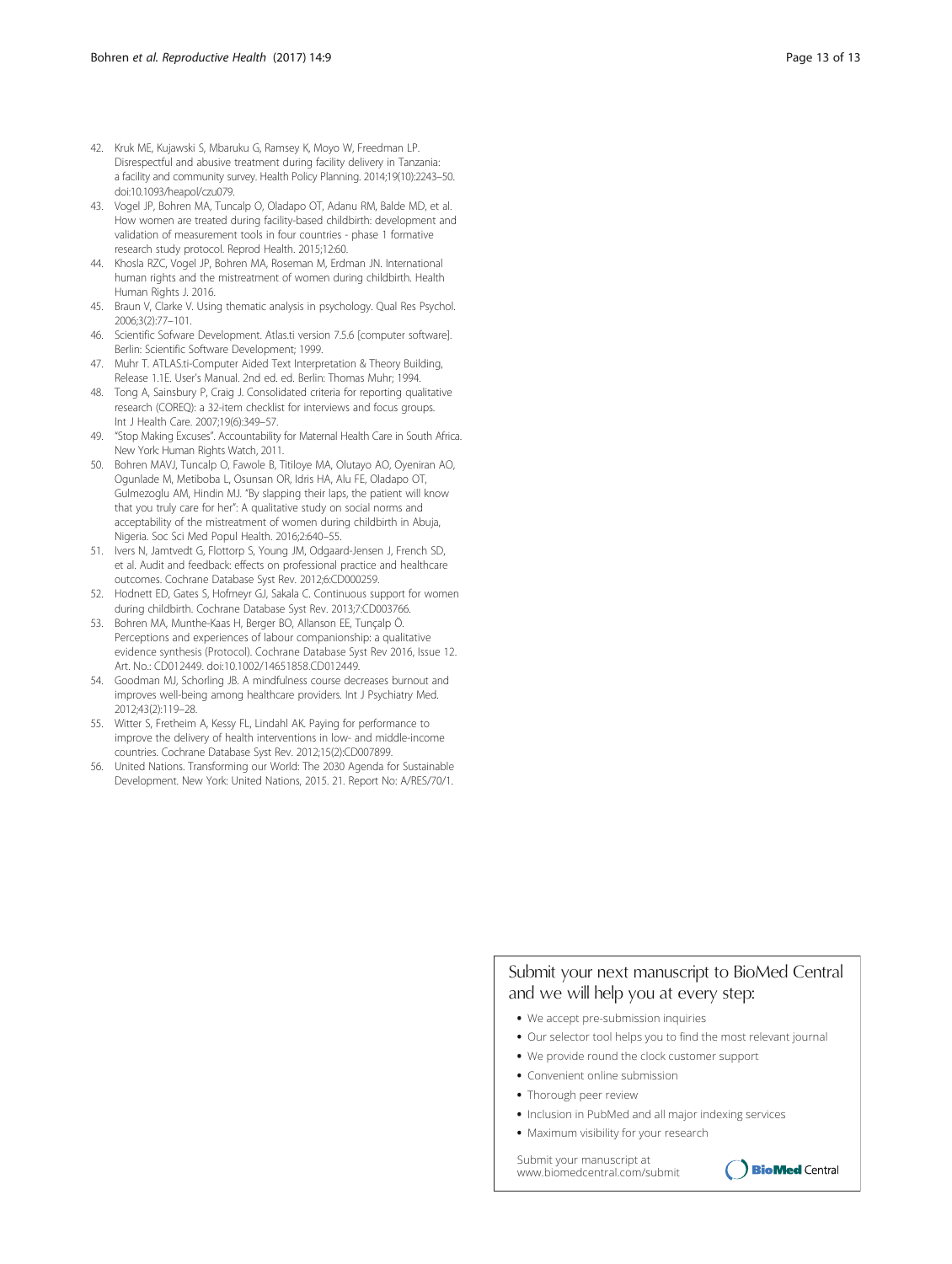42. Kruk ME, Kujawski S, Mbaruku G, Ramsey K, Moyo W, Freedman LP. Disrespectful and abusive treatment during facility delivery in Tanzania: a facility and community survey. Health Policy Planning. 2014;19(10):2243–50. doi:10.1093/heapol/czu079.
43. Vogel JP, Bohren MA, Tuncalp O, Oladapo OT, Adanu RM, Balde MD, et al. How women are treated during facility-based childbirth: development and validation of measurement tools in four countries - phase 1 formative research study protocol. Reprod Health. 2015;12:60.
44. Khosla RZC, Vogel JP, Bohren MA, Roseman M, Erdman JN. International human rights and the mistreatment of women during childbirth. Health Human Rights J. 2016.
45. Braun V, Clarke V. Using thematic analysis in psychology. Qual Res Psychol. 2006;3(2):77–101.
46. Scientific Sofware Development. Atlas.ti version 7.5.6 [computer software]. Berlin: Scientific Software Development; 1999.
47. Muhr T. ATLAS.ti-Computer Aided Text Interpretation & Theory Building, Release 1.1E. User's Manual. 2nd ed. ed. Berlin: Thomas Muhr; 1994.
48. Tong A, Sainsbury P, Craig J. Consolidated criteria for reporting qualitative research (COREQ): a 32-item checklist for interviews and focus groups. Int J Health Care. 2007;19(6):349–57.
49. "Stop Making Excuses". Accountability for Maternal Health Care in South Africa. New York: Human Rights Watch, 2011.
50. Bohren MAVJ, Tuncalp O, Fawole B, Titiloye MA, Olutayo AO, Oyeniran AO, Ogunlade M, Metiboba L, Osunsan OR, Idris HA, Alu FE, Oladapo OT, Gulmezoglu AM, Hindin MJ. "By slapping their laps, the patient will know that you truly care for her": A qualitative study on social norms and acceptability of the mistreatment of women during childbirth in Abuja, Nigeria. Soc Sci Med Popul Health. 2016;2:640–55.
51. Ivers N, Jamtvedt G, Flottorp S, Young JM, Odgaard-Jensen J, French SD, et al. Audit and feedback: effects on professional practice and healthcare outcomes. Cochrane Database Syst Rev. 2012;6:CD000259.
52. Hodnett ED, Gates S, Hofmeyr GJ, Sakala C. Continuous support for women during childbirth. Cochrane Database Syst Rev. 2013;7:CD003766.
53. Bohren MA, Munthe-Kaas H, Berger BO, Allanson EE, Tunçalp Ö. Perceptions and experiences of labour companionship: a qualitative evidence synthesis (Protocol). Cochrane Database Syst Rev 2016, Issue 12. Art. No.: CD012449. doi:10.1002/14651858.CD012449.
54. Goodman MJ, Schorling JB. A mindfulness course decreases burnout and improves well-being among healthcare providers. Int J Psychiatry Med. 2012;43(2):119–28.
55. Witter S, Fretheim A, Kessy FL, Lindahl AK. Paying for performance to improve the delivery of health interventions in low- and middle-income countries. Cochrane Database Syst Rev. 2012;15(2):CD007899.
56. United Nations. Transforming our World: The 2030 Agenda for Sustainable Development. New York: United Nations, 2015. 21. Report No: A/RES/70/1.

Submit your next manuscript to BioMed Central and we will help you at every step:

- We accept pre-submission inquiries
- Our selector tool helps you to find the most relevant journal
- We provide round the clock customer support
- Convenient online submission
- Thorough peer review
- Inclusion in PubMed and all major indexing services
- Maximum visibility for your research

Submit your manuscript at www.biomedcentral.com/submit

BioMed Central